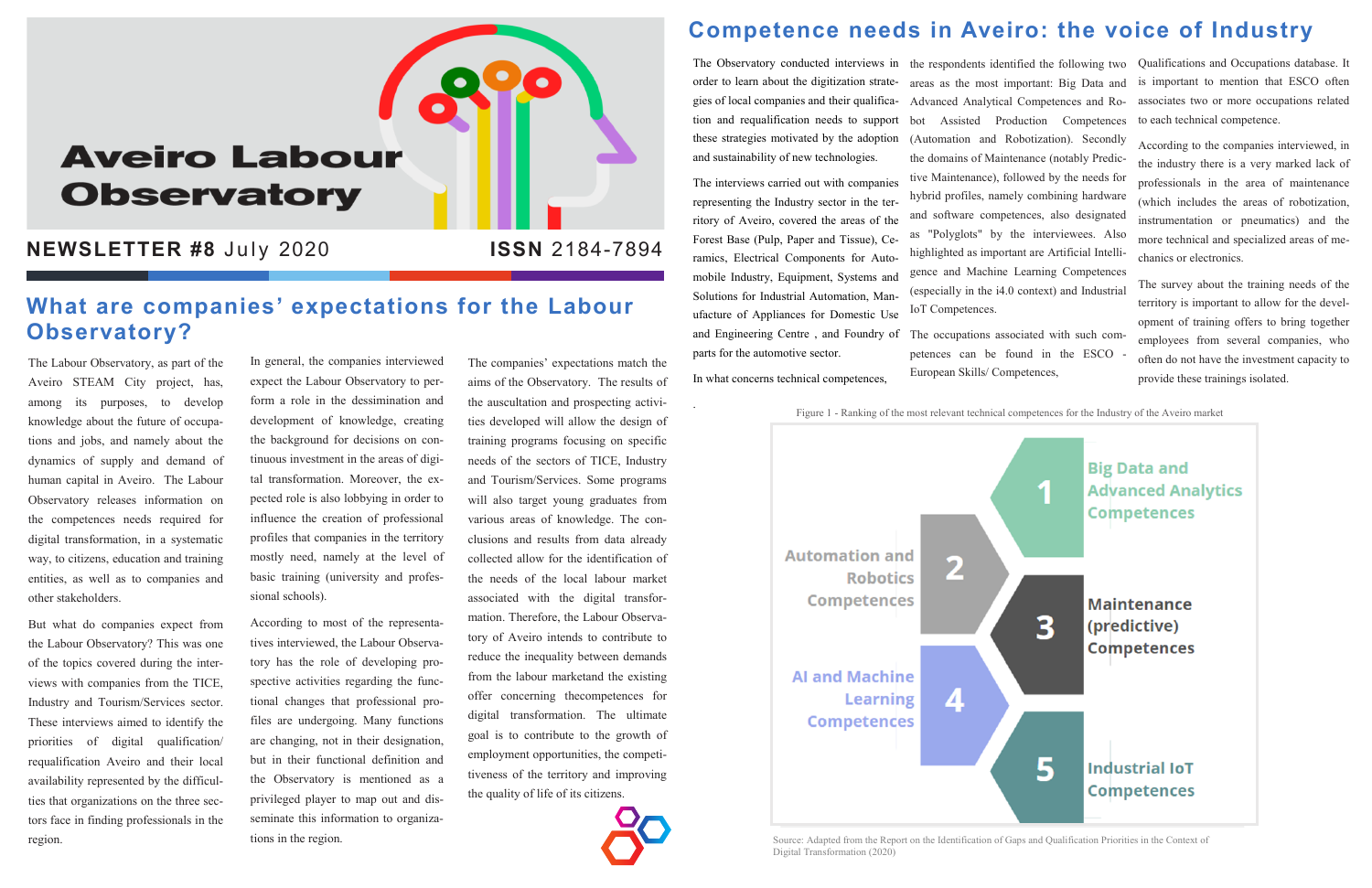# Aveiro Labour Observatory

**NEWSLETTER #8** July 2020 **ISSN** 2184-7894

## What are companies' expectations for the Labour Observatory?

The Labour Observatory, as part of the Aveiro STEAM City project, has, among its purposes, to develop knowledge about the future of occupations and jobs, and namely about the dynamics of supply and demand of human capital in Aveiro. The Labour Observatory releases information on the competences needs required for digital transformation, in a systematic way, to citizens, education and training entities, as well as to companies and other stakeholders.

But what do companies expect from the Labour Observatory? This was one of the topics covered during the interviews with companies from the TICE, Industry and Tourism/Services sector. These interviews aimed to identify the priorities of digital qualification/ requalification Aveiro and their local availability represented by the difficulties that organizations on the three sectors face in finding professionals in the region.

In general, the companies interviewed expect the Labour Observatory to perform a role in the dessimination and development of knowledge, creating the background for decisions on continuous investment in the areas of digital transformation. Moreover, the expected role is also lobbying in order to influence the creation of professional profiles that companies in the territory mostly need, namely at the level of basic training (university and professional schools).

According to most of the representatives interviewed, the Labour Observatory has the role of developing prospective activities regarding the functional changes that professional profiles are undergoing. Many functions are changing, not in their designation, but in their functional definition and the Observatory is mentioned as a privileged player to map out and disseminate this information to organizations in the region.

The companies' expectations match the aims of the Observatory. The results of the auscultation and prospecting activities developed will allow the design of training programs focusing on specific needs of the sectors of TICE, Industry and Tourism/Services. Some programs will also target young graduates from various areas of knowledge. The conclusions and results from data already collected allow for the identification of the needs of the local labour market associated with the digital transformation. Therefore, the Labour Observatory of Aveiro intends to contribute to reduce the inequality between demands from the labour marketand the existing offer concerning thecompetences for digital transformation. The ultimate goal is to contribute to the growth of employment opportunities, the competitiveness of the territory and improving the quality of life of its citizens.

## Competence needs in Aveiro: the voice of Industry

The Observatory conducted interviews in order to learn about the digitization strategies of local companies and their qualification and requalification needs to support these strategies motivated by the adoption and sustainability of new technologies.

The interviews carried out with companies representing the Industry sector in the territory of Aveiro, covered the areas of the Forest Base (Pulp, Paper and Tissue), Ceramics, Electrical Components for Automobile Industry, Equipment, Systems and Solutions for Industrial Automation, Manufacture of Appliances for Domestic Use and Engineering Centre , and Foundry of parts for the automotive sector.

In what concerns technical competences, the respondents identified the following two areas as the most important: Big Data and Advanced Analytical Competences and Robot Assisted Production Competences (Automation and Robotization). Secondly the domains of Maintenance (notably Predictive Maintenance), followed by the needs for hybrid profiles, namely combining hardware and software competences, also designated as "Polyglots" by the interviewees. Also highlighted as important are Artificial Intelligence and Machine Learning Competences (especially in the i4.0 context) and Industrial IoT Competences.

The occupations associated with such competences can be found in the ESCO - European Skills/ Competences, Qualifications and Occupations database. It is important to mention that ESCO often associates two or more occupations related to each technical competence.

According to the companies interviewed, in the industry there is a very marked lack of professionals in the area of maintenance (which includes the areas of robotization, instrumentation or pneumatics) and the more technical and specialized areas of mechanics or electronics.

The survey about the training needs of the territory is important to allow for the development of training offers to bring together employees from several companies, who often do not have the investment capacity to provide these trainings isolated.

Figure 1 - Ranking of the most relevant technical competences for the Industry of the Aveiro market

1. Big Data and Advanced Analytics Competences
2. Automation and Robotics Competences
3. Maintenance (predictive) Competences
4. AI and Machine Learning Competences
5. Industrial IoT Competences

Source: Adapted from the Report on the Identification of Gaps and Qualification Priorities in the Context of Digital Transformation (2020)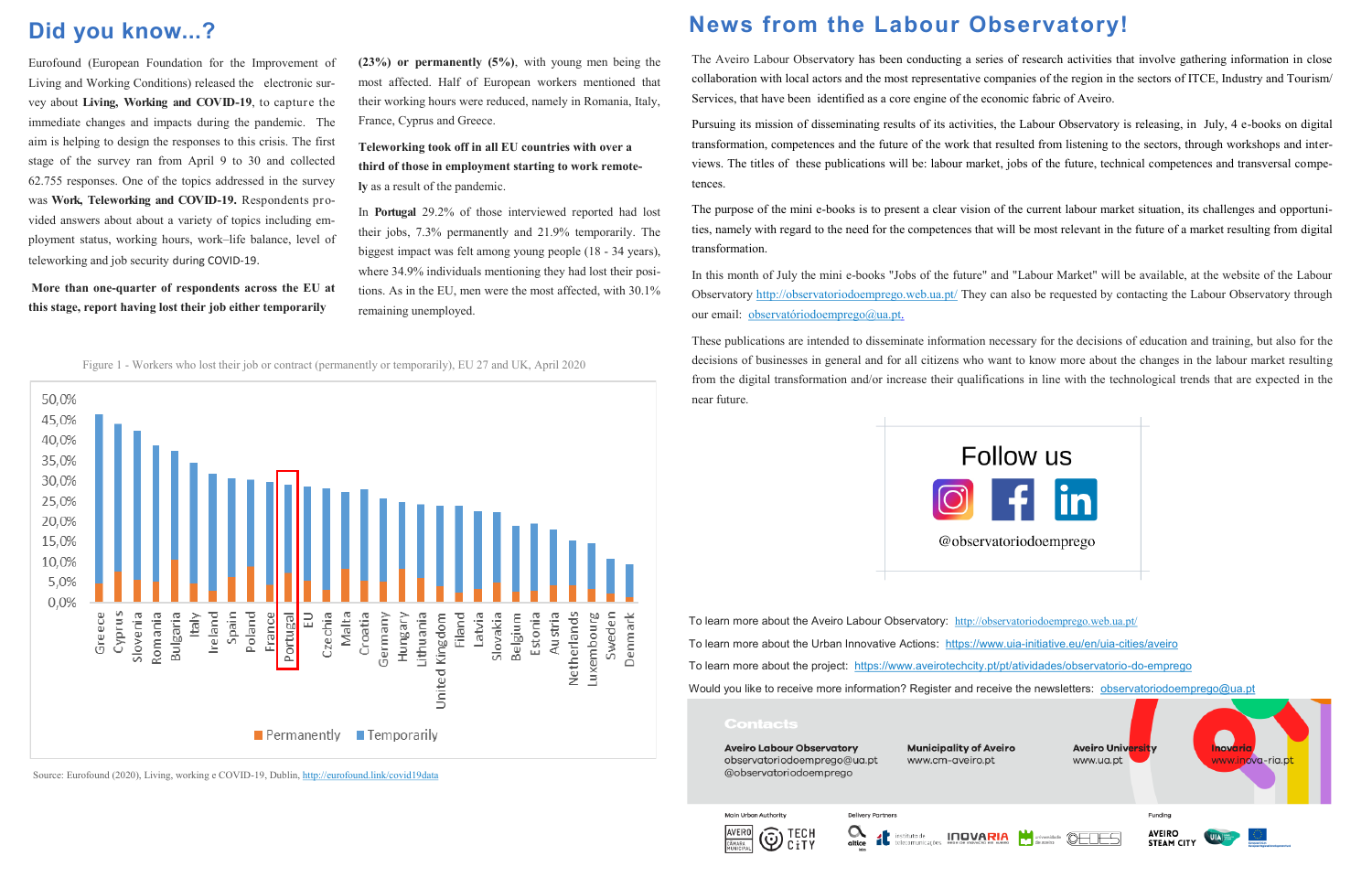## Did you know...?

Eurofound (European Foundation for the Improvement of Living and Working Conditions) released the electronic survey about **Living, Working and COVID-19**, to capture the immediate changes and impacts during the pandemic. The aim is helping to design the responses to this crisis. The first stage of the survey ran from April 9 to 30 and collected 62.755 responses. One of the topics addressed in the survey was **Work, Teleworking and COVID-19.** Respondents provided answers about about a variety of topics including employment status, working hours, work–life balance, level of teleworking and job security during COVID-19.

**More than one-quarter of respondents across the EU at this stage, report having lost their job either temporarily (23%) or permanently (5%)**, with young men being the most affected. Half of European workers mentioned that their working hours were reduced, namely in Romania, Italy, France, Cyprus and Greece.

**Teleworking took off in all EU countries with over a third of those in employment starting to work remotely** as a result of the pandemic.

In **Portugal** 29.2% of those interviewed reported had lost their jobs, 7.3% permanently and 21.9% temporarily. The biggest impact was felt among young people (18 - 34 years), where 34.9% individuals mentioning they had lost their positions. As in the EU, men were the most affected, with 30.1% remaining unemployed.

Figure 1 - Workers who lost their job or contract (permanently or temporarily), EU 27 and UK, April 2020

50,0%
45,0%
40,0%
35,0%
30,0%
25,0%
20,0%
15,0%
10,0%
5,0%
0,0%

Greece, Cyprus, Slovenia, Romania, Bulgaria, Italy, Ireland, Spain, Poland, France, Portugal, EU, Czechia, Malta, Croatia, Germany, Hungary, Lithuania, United Kingdom, Finland, Latvia, Slovakia, Belgium, Estonia, Austria, Netherlands, Luxembourg, Sweden, Denmark

Permanently   Temporarily

Source: Eurofound (2020), Living, working e COVID-19, Dublin, http://eurofound.link/covid19data

## News from the Labour Observatory!

The Aveiro Labour Observatory has been conducting a series of research activities that involve gathering information in close collaboration with local actors and the most representative companies of the region in the sectors of ITCE, Industry and Tourism/ Services, that have been identified as a core engine of the economic fabric of Aveiro.

Pursuing its mission of disseminating results of its activities, the Labour Observatory is releasing, in July, 4 e-books on digital transformation, competences and the future of the work that resulted from listening to the sectors, through workshops and interviews. The titles of these publications will be: labour market, jobs of the future, technical competences and transversal competences.

The purpose of the mini e-books is to present a clear vision of the current labour market situation, its challenges and opportunities, namely with regard to the need for the competences that will be most relevant in the future of a market resulting from digital transformation.

In this month of July the mini e-books "Jobs of the future" and "Labour Market" will be available, at the website of the Labour Observatory http://observatoriodoemprego.web.ua.pt/ They can also be requested by contacting the Labour Observatory through our email: observatóriodoemprego@ua.pt.

These publications are intended to disseminate information necessary for the decisions of education and training, but also for the decisions of businesses in general and for all citizens who want to know more about the changes in the labour market resulting from the digital transformation and/or increase their qualifications in line with the technological trends that are expected in the near future.

Follow us

@observatoriodoemprego

To learn more about the Aveiro Labour Observatory: http://observatoriodoemprego.web.ua.pt/

To learn more about the Urban Innovative Actions: https://www.uia-initiative.eu/en/uia-cities/aveiro

To learn more about the project: https://www.aveirotechcity.pt/pt/atividades/observatorio-do-emprego

Would you like to receive more information? Register and receive the newsletters: observatoriodoemprego@ua.pt

**Contacts**

**Aveiro Labour Observatory**
observatoriodoemprego@ua.pt
@observatoriodoemprego

**Municipality of Aveiro**
www.cm-aveiro.pt

**Aveiro University**
www.ua.pt

**Inovaria**
www.inova-ria.pt

Main Urban Authority — Delivery Partners — Funding